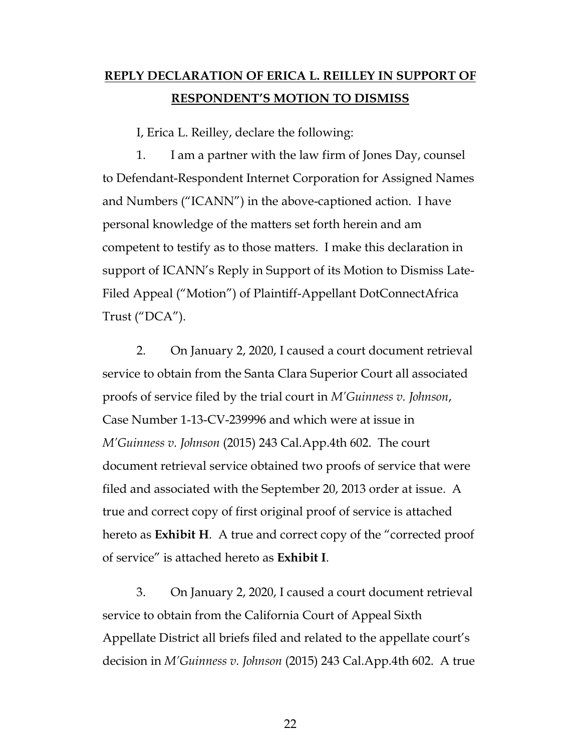**<u>REPLY DECLARATION OF ERICA L. REILLEY IN SUPPORT OF RESPONDENT'S MOTION TO DISMISS</u>**

I, Erica L. Reilley, declare the following:

1. I am a partner with the law firm of Jones Day, counsel to Defendant-Respondent Internet Corporation for Assigned Names and Numbers ("ICANN") in the above-captioned action. I have personal knowledge of the matters set forth herein and am competent to testify as to those matters. I make this declaration in support of ICANN's Reply in Support of its Motion to Dismiss Late-Filed Appeal ("Motion") of Plaintiff-Appellant DotConnectAfrica Trust ("DCA").

2. On January 2, 2020, I caused a court document retrieval service to obtain from the Santa Clara Superior Court all associated proofs of service filed by the trial court in *M'Guinness v. Johnson*, Case Number 1-13-CV-239996 and which were at issue in *M'Guinness v. Johnson* (2015) 243 Cal.App.4th 602. The court document retrieval service obtained two proofs of service that were filed and associated with the September 20, 2013 order at issue. A true and correct copy of first original proof of service is attached hereto as **Exhibit H**. A true and correct copy of the "corrected proof of service" is attached hereto as **Exhibit I**.

3. On January 2, 2020, I caused a court document retrieval service to obtain from the California Court of Appeal Sixth Appellate District all briefs filed and related to the appellate court's decision in *M'Guinness v. Johnson* (2015) 243 Cal.App.4th 602. A true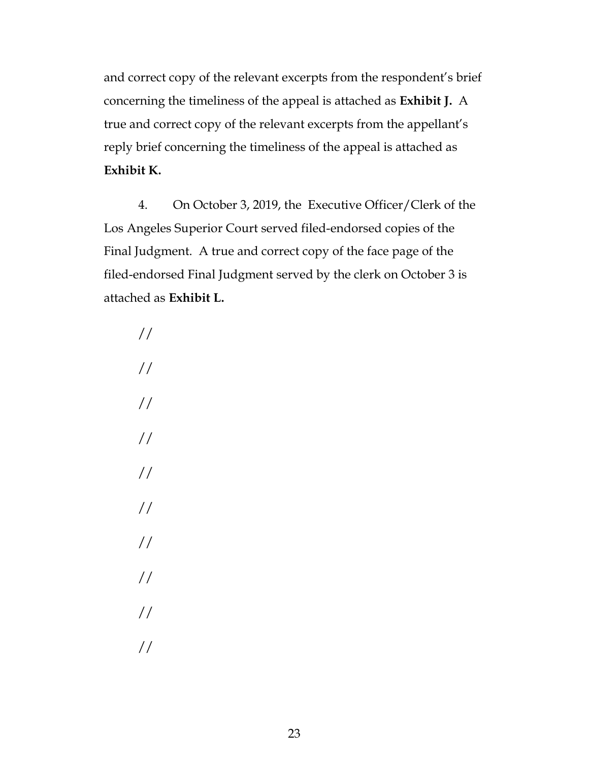and correct copy of the relevant excerpts from the respondent's brief concerning the timeliness of the appeal is attached as **Exhibit J.** A true and correct copy of the relevant excerpts from the appellant's reply brief concerning the timeliness of the appeal is attached as **Exhibit K.**

4. On October 3, 2019, the Executive Officer/Clerk of the Los Angeles Superior Court served filed-endorsed copies of the Final Judgment. A true and correct copy of the face page of the filed-endorsed Final Judgment served by the clerk on October 3 is attached as **Exhibit L.**

//

//

//

//

//

//

//

//

//

//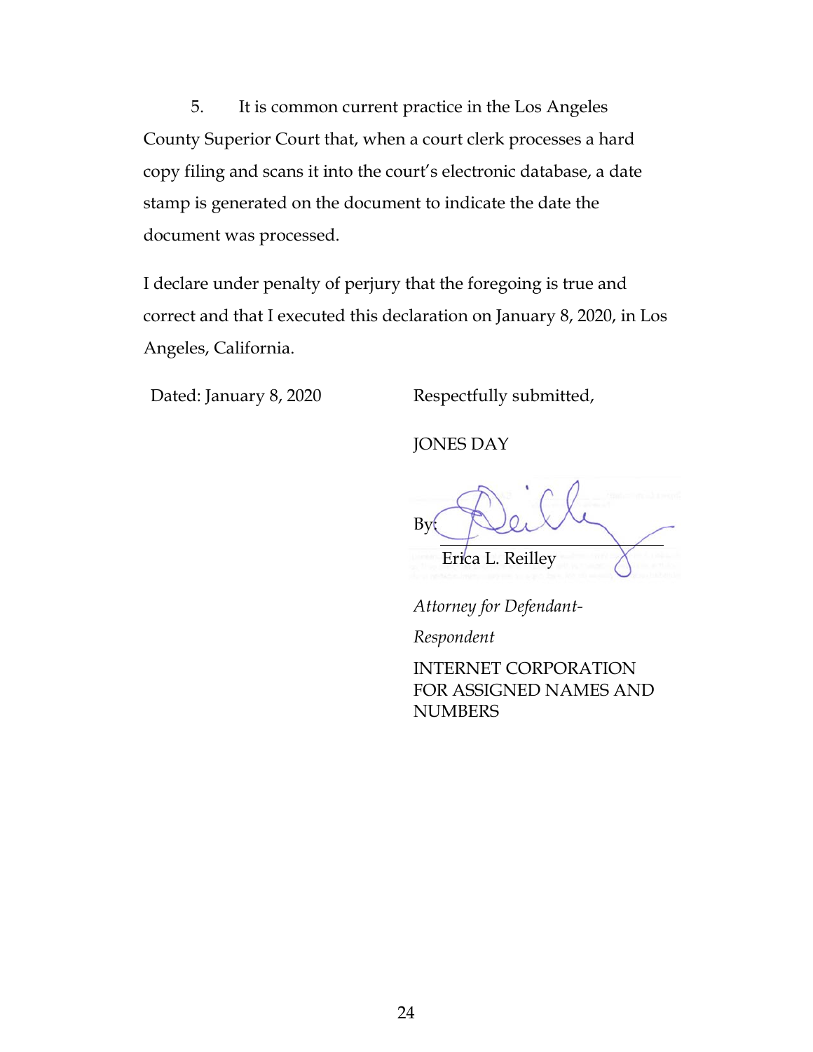5. It is common current practice in the Los Angeles County Superior Court that, when a court clerk processes a hard copy filing and scans it into the court's electronic database, a date stamp is generated on the document to indicate the date the document was processed.

I declare under penalty of perjury that the foregoing is true and correct and that I executed this declaration on January 8, 2020, in Los Angeles, California.

Dated: January 8, 2020

Respectfully submitted,

JONES DAY

By: ______________________
Erica L. Reilley

*Attorney for Defendant-Respondent*

INTERNET CORPORATION FOR ASSIGNED NAMES AND NUMBERS